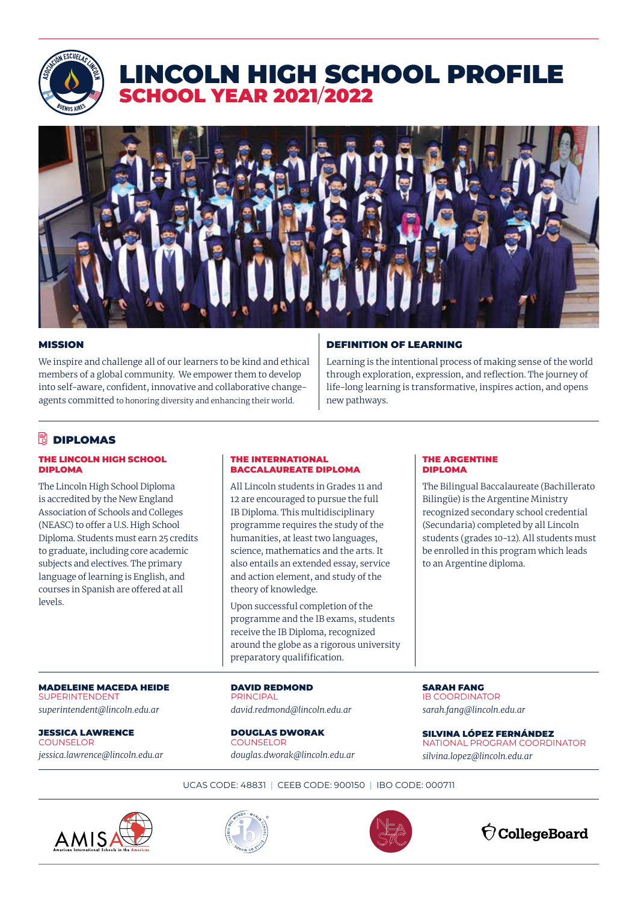# LINCOLN HIGH SCHOOL PROFILE
## SCHOOL YEAR 2021/2022

### MISSION

We inspire and challenge all of our learners to be kind and ethical members of a global community. We empower them to develop into self-aware, confident, innovative and collaborative change-agents committed to honoring diversity and enhancing their world.

### DEFINITION OF LEARNING

Learning is the intentional process of making sense of the world through exploration, expression, and reflection. The journey of life-long learning is transformative, inspires action, and opens new pathways.

## DIPLOMAS

### THE LINCOLN HIGH SCHOOL DIPLOMA

The Lincoln High School Diploma is accredited by the New England Association of Schools and Colleges (NEASC) to offer a U.S. High School Diploma. Students must earn 25 credits to graduate, including core academic subjects and electives. The primary language of learning is English, and courses in Spanish are offered at all levels.

### THE INTERNATIONAL BACCALAUREATE DIPLOMA

All Lincoln students in Grades 11 and 12 are encouraged to pursue the full IB Diploma. This multidisciplinary programme requires the study of the humanities, at least two languages, science, mathematics and the arts. It also entails an extended essay, service and action element, and study of the theory of knowledge.

Upon successful completion of the programme and the IB exams, students receive the IB Diploma, recognized around the globe as a rigorous university preparatory qualification.

### THE ARGENTINE DIPLOMA

The Bilingual Baccalaureate (Bachillerato Bilingüe) is the Argentine Ministry recognized secondary school credential (Secundaria) completed by all Lincoln students (grades 10-12). All students must be enrolled in this program which leads to an Argentine diploma.

**MADELEINE MACEDA HEIDE**
SUPERINTENDENT
*superintendent@lincoln.edu.ar*

**DAVID REDMOND**
PRINCIPAL
*david.redmond@lincoln.edu.ar*

**SARAH FANG**
IB COORDINATOR
*sarah.fang@lincoln.edu.ar*

**JESSICA LAWRENCE**
COUNSELOR
*jessica.lawrence@lincoln.edu.ar*

**DOUGLAS DWORAK**
COUNSELOR
*douglas.dworak@lincoln.edu.ar*

**SILVINA LÓPEZ FERNÁNDEZ**
NATIONAL PROGRAM COORDINATOR
*silvina.lopez@lincoln.edu.ar*

UCAS CODE: 48831 | CEEB CODE: 900150 | IBO CODE: 000711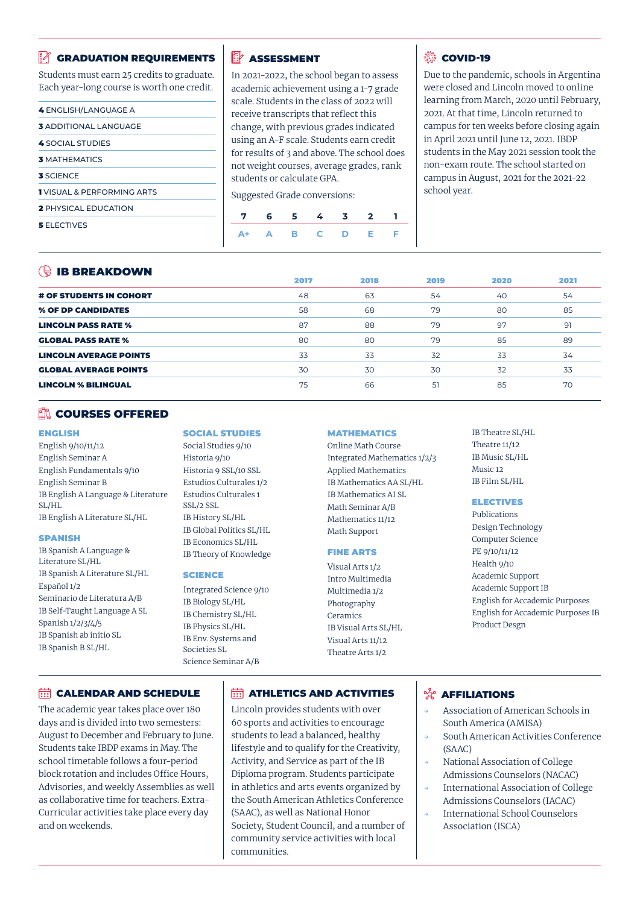## GRADUATION REQUIREMENTS

Students must earn 25 credits to graduate. Each year-long course is worth one credit.

- **4** ENGLISH/LANGUAGE A
- **3** ADDITIONAL LANGUAGE
- **4** SOCIAL STUDIES
- **3** MATHEMATICS
- **3** SCIENCE
- **1** VISUAL & PERFORMING ARTS
- **2** PHYSICAL EDUCATION
- **5** ELECTIVES

## ASSESSMENT

In 2021-2022, the school began to assess academic achievement using a 1-7 grade scale. Students in the class of 2022 will receive transcripts that reflect this change, with previous grades indicated using an A-F scale. Students earn credit for results of 3 and above. The school does not weight courses, average grades, rank students or calculate GPA.

Suggested Grade conversions:

| 7 | 6 | 5 | 4 | 3 | 2 | 1 |
|---|---|---|---|---|---|---|
| A+ | A | B | C | D | E | F |

## COVID-19

Due to the pandemic, schools in Argentina were closed and Lincoln moved to online learning from March, 2020 until February, 2021. At that time, Lincoln returned to campus for ten weeks before closing again in April 2021 until June 12, 2021. IBDP students in the May 2021 session took the non-exam route. The school started on campus in August, 2021 for the 2021-22 school year.

## IB BREAKDOWN

| | 2017 | 2018 | 2019 | 2020 | 2021 |
|---|---|---|---|---|---|
| **# OF STUDENTS IN COHORT** | 48 | 63 | 54 | 40 | 54 |
| **% OF DP CANDIDATES** | 58 | 68 | 79 | 80 | 85 |
| **LINCOLN PASS RATE %** | 87 | 88 | 79 | 97 | 91 |
| **GLOBAL PASS RATE %** | 80 | 80 | 79 | 85 | 89 |
| **LINCOLN AVERAGE POINTS** | 33 | 33 | 32 | 33 | 34 |
| **GLOBAL AVERAGE POINTS** | 30 | 30 | 30 | 32 | 33 |
| **LINCOLN % BILINGUAL** | 75 | 66 | 51 | 85 | 70 |

## COURSES OFFERED

### ENGLISH
- English 9/10/11/12
- English Seminar A
- English Fundamentals 9/10
- English Seminar B
- IB English A Language & Literature SL/HL
- IB English A Literature SL/HL

### SPANISH
- IB Spanish A Language & Literature SL/HL
- IB Spanish A Literature SL/HL
- Español 1/2
- Seminario de Literatura A/B
- IB Self-Taught Language A SL
- Spanish 1/2/3/4/5
- IB Spanish ab initio SL
- IB Spanish B SL/HL

### SOCIAL STUDIES
- Social Studies 9/10
- Historia 9/10
- Historia 9 SSL/10 SSL
- Estudios Culturales 1/2
- Estudios Culturales 1 SSL/2 SSL
- IB History SL/HL
- IB Global Politics SL/HL
- IB Economics SL/HL
- IB Theory of Knowledge

### SCIENCE
- Integrated Science 9/10
- IB Biology SL/HL
- IB Chemistry SL/HL
- IB Physics SL/HL
- IB Env. Systems and Societies SL
- Science Seminar A/B

### MATHEMATICS
- Online Math Course
- Integrated Mathematics 1/2/3
- Applied Mathematics
- IB Mathematics AA SL/HL
- IB Mathematics AI SL
- Math Seminar A/B
- Mathematics 11/12
- Math Support

### FINE ARTS
- Visual Arts 1/2
- Intro Multimedia
- Multimedia 1/2
- Photography
- Ceramics
- IB Visual Arts SL/HL
- Visual Arts 11/12
- Theatre Arts 1/2
- IB Theatre SL/HL
- Theatre 11/12
- IB Music SL/HL
- Music 12
- IB Film SL/HL

### ELECTIVES
- Publications
- Design Technology
- Computer Science
- PE 9/10/11/12
- Health 9/10
- Academic Support
- Academic Support IB
- English for Accademic Purposes
- English for Accademic Purposes IB
- Product Desgn

## CALENDAR AND SCHEDULE

The academic year takes place over 180 days and is divided into two semesters: August to December and February to June. Students take IBDP exams in May. The school timetable follows a four-period block rotation and includes Office Hours, Advisories, and weekly Assemblies as well as collaborative time for teachers. Extra-Curricular activities take place every day and on weekends.

## ATHLETICS AND ACTIVITIES

Lincoln provides students with over 60 sports and activities to encourage students to lead a balanced, healthy lifestyle and to qualify for the Creativity, Activity, and Service as part of the IB Diploma program. Students participate in athletics and arts events organized by the South American Athletics Conference (SAAC), as well as National Honor Society, Student Council, and a number of community service activities with local communities.

## AFFILIATIONS

- Association of American Schools in South America (AMISA)
- South American Activities Conference (SAAC)
- National Association of College Admissions Counselors (NACAC)
- International Association of College Admissions Counselors (IACAC)
- International School Counselors Association (ISCA)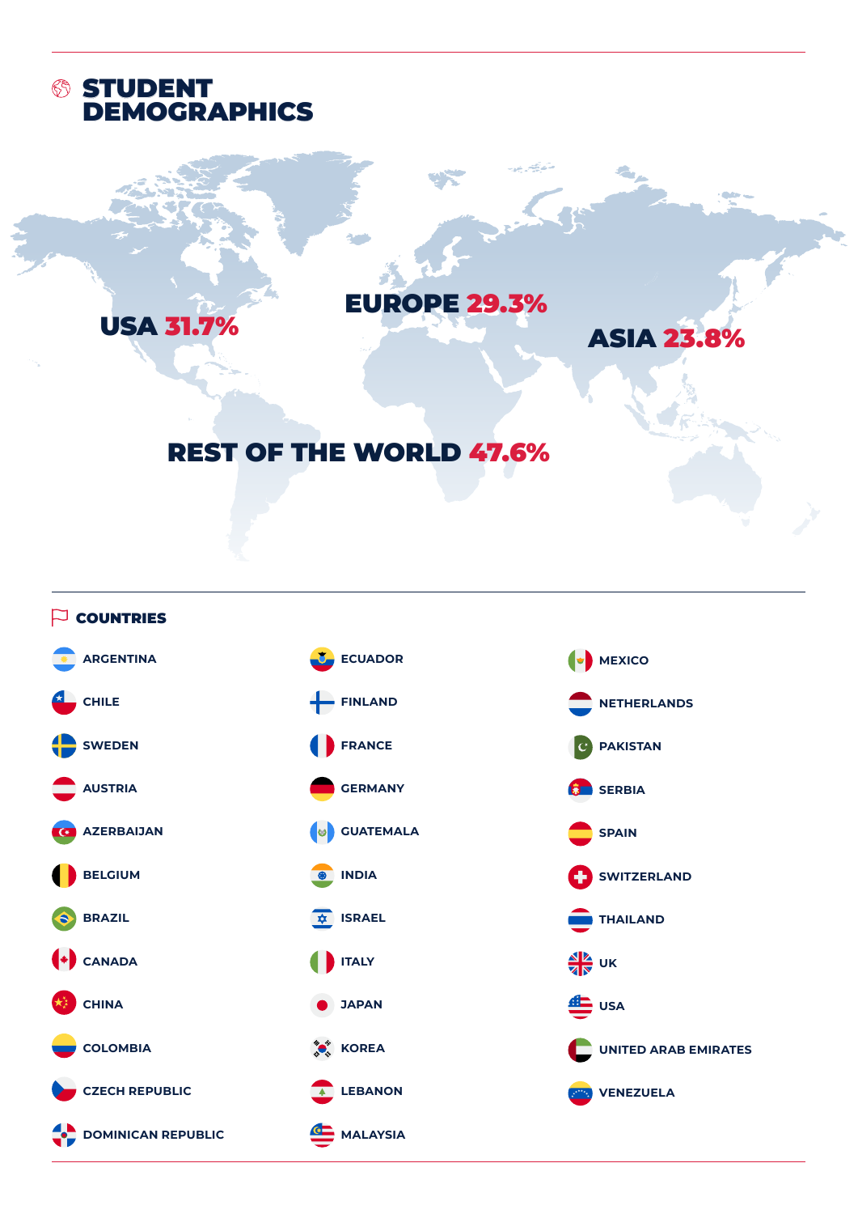# STUDENT DEMOGRAPHICS

USA **31.7%**

EUROPE **29.3%**

ASIA **23.8%**

REST OF THE WORLD **47.6%**

## COUNTRIES

- ARGENTINA
- CHILE
- SWEDEN
- AUSTRIA
- AZERBAIJAN
- BELGIUM
- BRAZIL
- CANADA
- CHINA
- COLOMBIA
- CZECH REPUBLIC
- DOMINICAN REPUBLIC
- ECUADOR
- FINLAND
- FRANCE
- GERMANY
- GUATEMALA
- INDIA
- ISRAEL
- ITALY
- JAPAN
- KOREA
- LEBANON
- MALAYSIA
- MEXICO
- NETHERLANDS
- PAKISTAN
- SERBIA
- SPAIN
- SWITZERLAND
- THAILAND
- UK
- USA
- UNITED ARAB EMIRATES
- VENEZUELA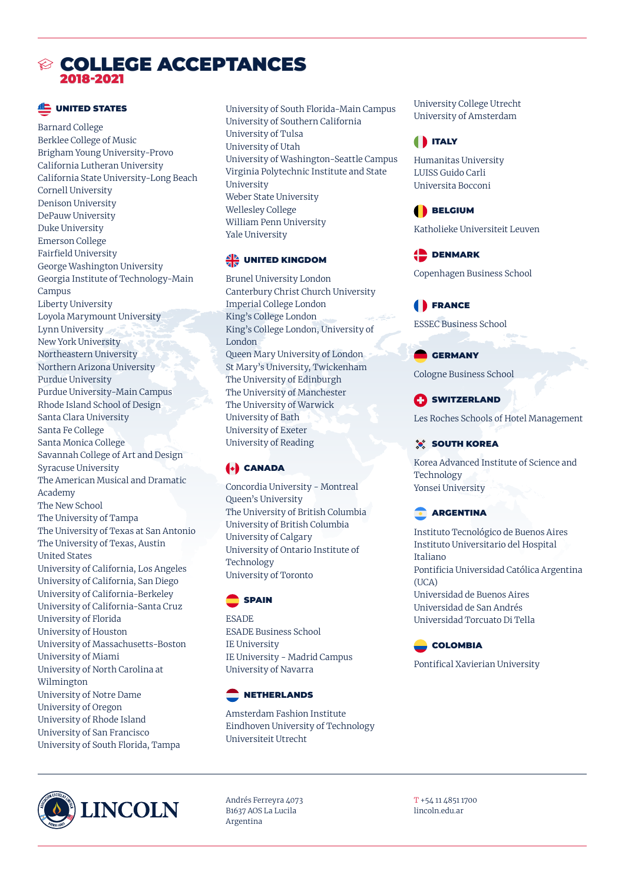# COLLEGE ACCEPTANCES
## 2018-2021

### UNITED STATES

Barnard College
Berklee College of Music
Brigham Young University-Provo
California Lutheran University
California State University-Long Beach
Cornell University
Denison University
DePauw University
Duke University
Emerson College
Fairfield University
George Washington University
Georgia Institute of Technology-Main Campus
Liberty University
Loyola Marymount University
Lynn University
New York University
Northeastern University
Northern Arizona University
Purdue University
Purdue University-Main Campus
Rhode Island School of Design
Santa Clara University
Santa Fe College
Santa Monica College
Savannah College of Art and Design
Syracuse University
The American Musical and Dramatic Academy
The New School
The University of Tampa
The University of Texas at San Antonio
The University of Texas, Austin
United States
University of California, Los Angeles
University of California, San Diego
University of California-Berkeley
University of California-Santa Cruz
University of Florida
University of Houston
University of Massachusetts-Boston
University of Miami
University of North Carolina at Wilmington
University of Notre Dame
University of Oregon
University of Rhode Island
University of San Francisco
University of South Florida, Tampa
University of South Florida-Main Campus
University of Southern California
University of Tulsa
University of Utah
University of Washington-Seattle Campus
Virginia Polytechnic Institute and State University
Weber State University
Wellesley College
William Penn University
Yale University

### UNITED KINGDOM

Brunel University London
Canterbury Christ Church University
Imperial College London
King's College London
King's College London, University of London
Queen Mary University of London
St Mary's University, Twickenham
The University of Edinburgh
The University of Manchester
The University of Warwick
University of Bath
University of Exeter
University of Reading

### CANADA

Concordia University - Montreal
Queen's University
The University of British Columbia
University of British Columbia
University of Calgary
University of Ontario Institute of Technology
University of Toronto

### SPAIN

ESADE
ESADE Business School
IE University
IE University - Madrid Campus
University of Navarra

### NETHERLANDS

Amsterdam Fashion Institute
Eindhoven University of Technology
Universiteit Utrecht
University College Utrecht
University of Amsterdam

### ITALY

Humanitas University
LUISS Guido Carli
Universita Bocconi

### BELGIUM

Katholieke Universiteit Leuven

### DENMARK

Copenhagen Business School

### FRANCE

ESSEC Business School

### GERMANY

Cologne Business School

### SWITZERLAND

Les Roches Schools of Hotel Management

### SOUTH KOREA

Korea Advanced Institute of Science and Technology
Yonsei University

### ARGENTINA

Instituto Tecnológico de Buenos Aires
Instituto Universitario del Hospital Italiano
Pontificia Universidad Católica Argentina (UCA)
Universidad de Buenos Aires
Universidad de San Andrés
Universidad Torcuato Di Tella

### COLOMBIA

Pontifical Xavierian University

---

LINCOLN

Andrés Ferreyra 4073
B1637 AOS La Lucila
Argentina

T +54 11 4851 1700
lincoln.edu.ar